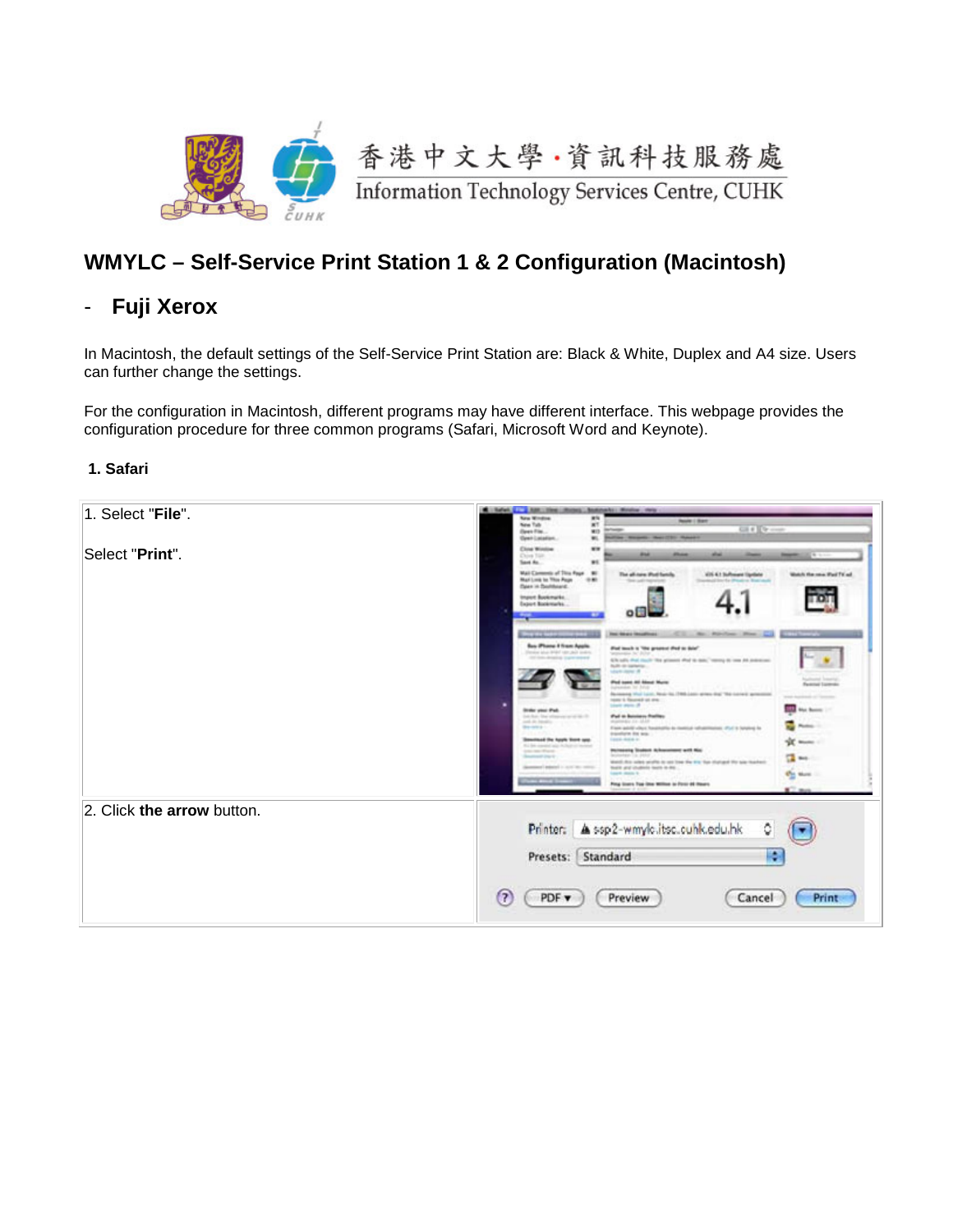香港中文大學·資訊科技服務處

Information Technology Services Centre, CUHK

# WMYLC – Self-Service Print Station 1 & 2 Configuration (Macintosh)

## - Fuji Xerox

In Macintosh, the default settings of the Self-Service Print Station are: Black & White, Duplex and A4 size. Users can further change the settings.

For the configuration in Macintosh, different programs may have different interface. This webpage provides the configuration procedure for three common programs (Safari, Microsoft Word and Keynote).

### 1. Safari

| | |
|---|---|
| 1. Select "**File**".<br><br>Select "**Print**". | |
| 2. Click **the arrow** button. | Printer: ssp2-wmylc.itsc.cuhk.edu.hk<br>Presets: Standard<br>PDF ▾ Preview Cancel Print |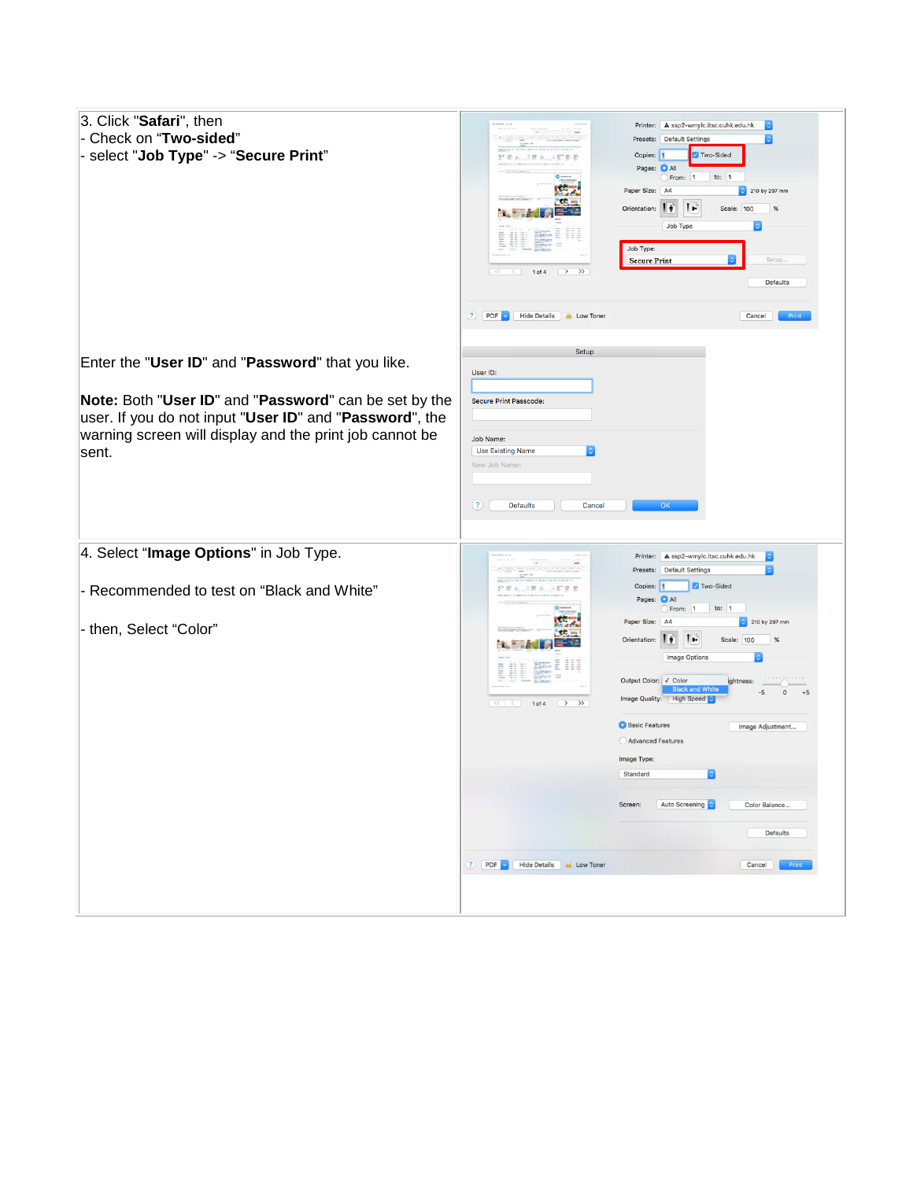| | |
|---|---|
| 3. Click "**Safari**", then<br>- Check on "**Two-sided**"<br>- select "**Job Type**" -> "**Secure Print**" | |
| Enter the "**User ID**" and "**Password**" that you like.<br><br>**Note:** Both "**User ID**" and "**Password**" can be set by the user. If you do not input "**User ID**" and "**Password**", the warning screen will display and the print job cannot be sent. | |
| 4. Select "**Image Options**" in Job Type.<br><br>- Recommended to test on "Black and White"<br><br>- then, Select "Color" | |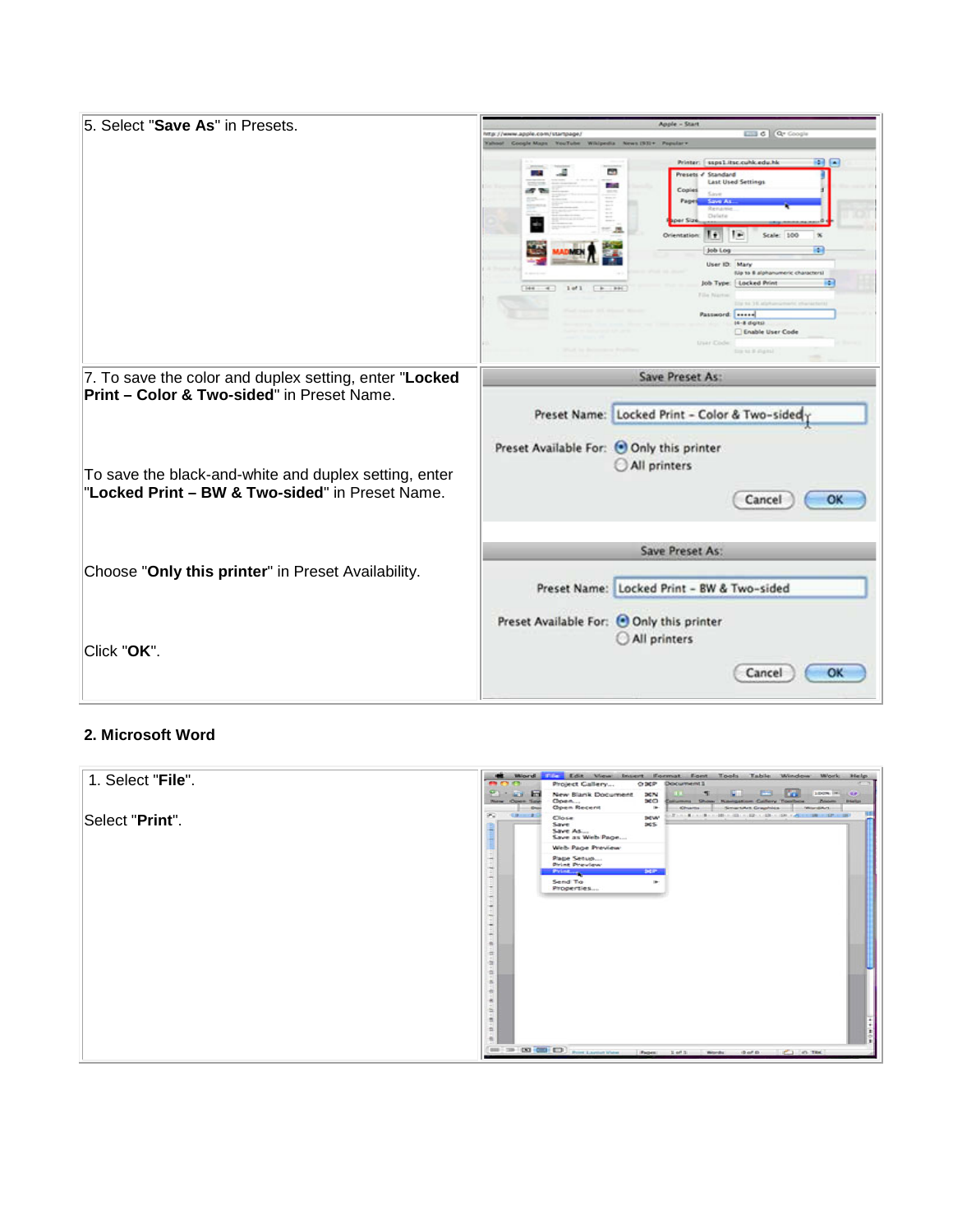| | |
|---|---|
| 5. Select "**Save As**" in Presets. | |
| 7. To save the color and duplex setting, enter "**Locked Print – Color & Two-sided**" in Preset Name.<br><br>To save the black-and-white and duplex setting, enter "**Locked Print – BW & Two-sided**" in Preset Name.<br><br>Choose "**Only this printer**" in Preset Availability.<br><br>Click "**OK**". | |

**2. Microsoft Word**

| | |
|---|---|
| 1. Select "**File**".<br><br>Select "**Print**". | |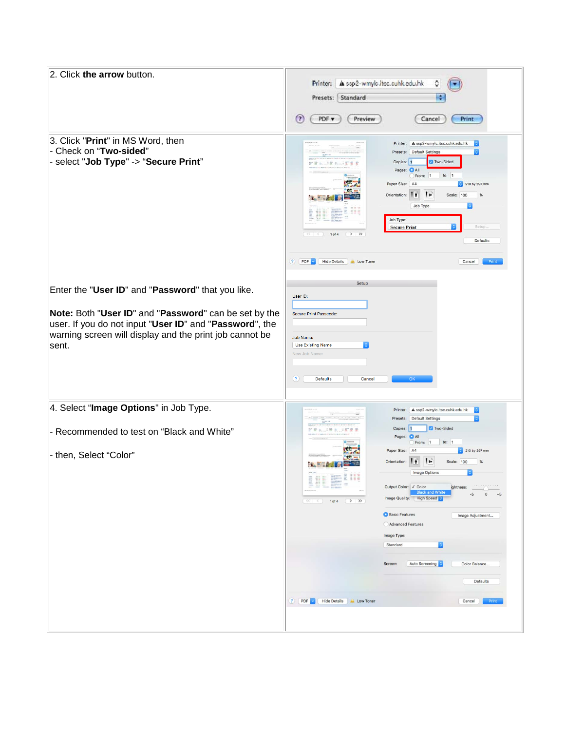2. Click **the arrow** button.

3. Click "**Print**" in MS Word, then
- Check on “**Two-sided**”
- select "**Job Type**" -> “**Secure Print**”

Enter the "**User ID**" and "**Password**" that you like.

**Note:** Both "**User ID**" and "**Password**" can be set by the user. If you do not input "**User ID**" and "**Password**", the warning screen will display and the print job cannot be sent.

4. Select “**Image Options**" in Job Type.

- Recommended to test on “Black and White”

- then, Select “Color”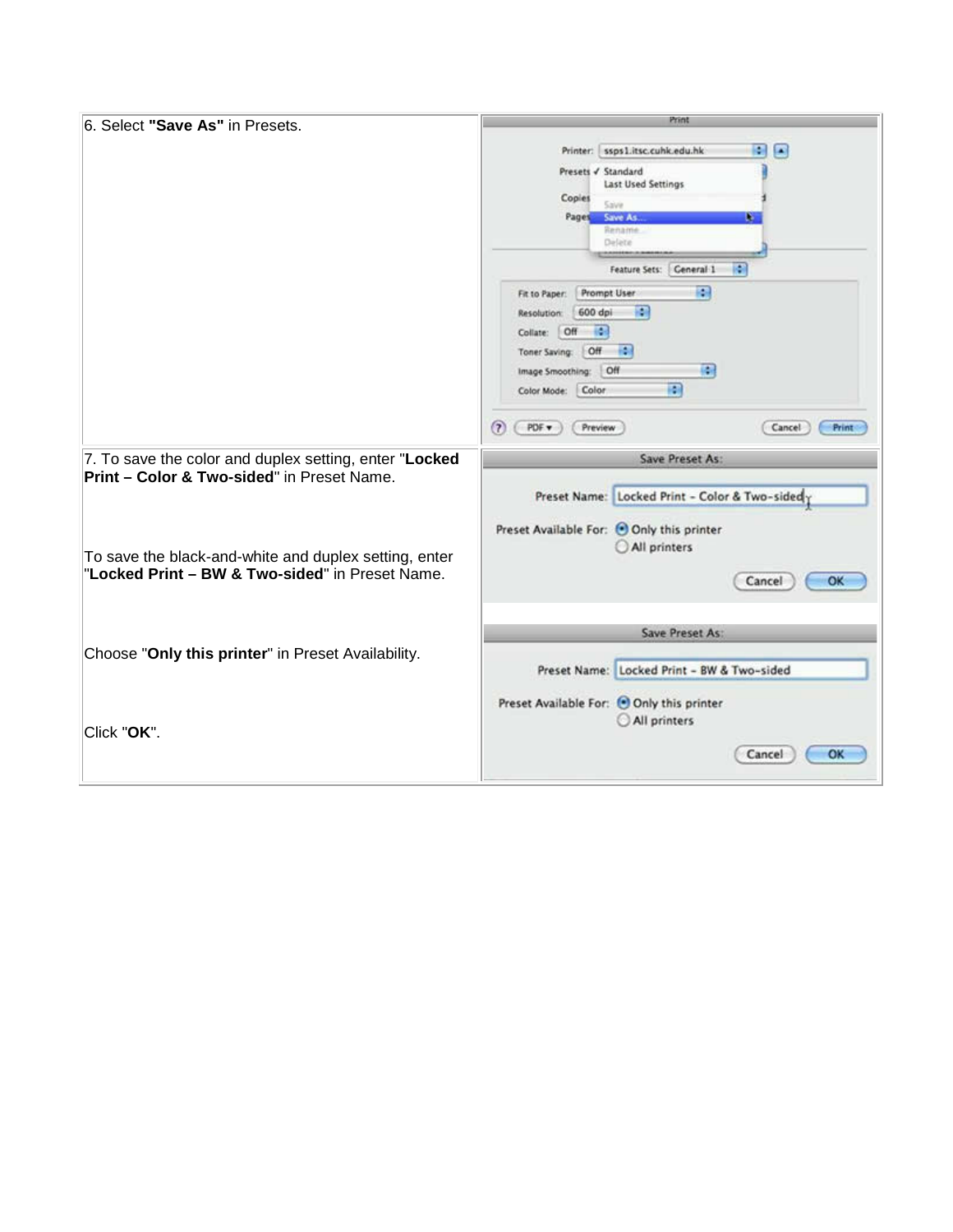| | |
|---|---|
| 6. Select **"Save As"** in Presets. | |
| 7. To save the color and duplex setting, enter "**Locked Print – Color & Two-sided**" in Preset Name.<br><br>To save the black-and-white and duplex setting, enter "**Locked Print – BW & Two-sided**" in Preset Name.<br><br>Choose "**Only this printer**" in Preset Availability.<br><br>Click "**OK**". | |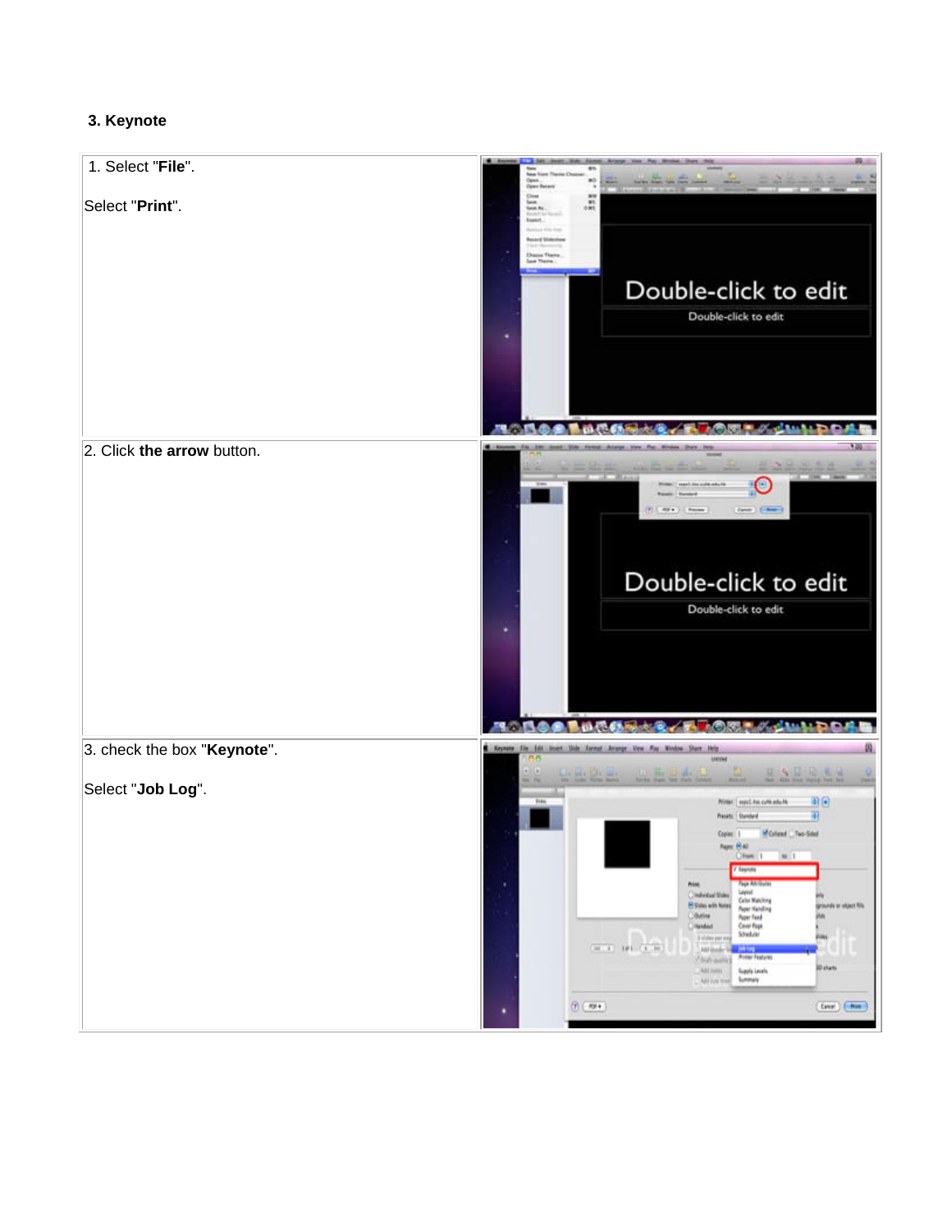### 3. Keynote

| | |
|---|---|
| 1. Select "**File**".<br><br>Select "**Print**". | |
| 2. Click **the arrow** button. | |
| 3. check the box "**Keynote**".<br><br>Select "**Job Log**". | |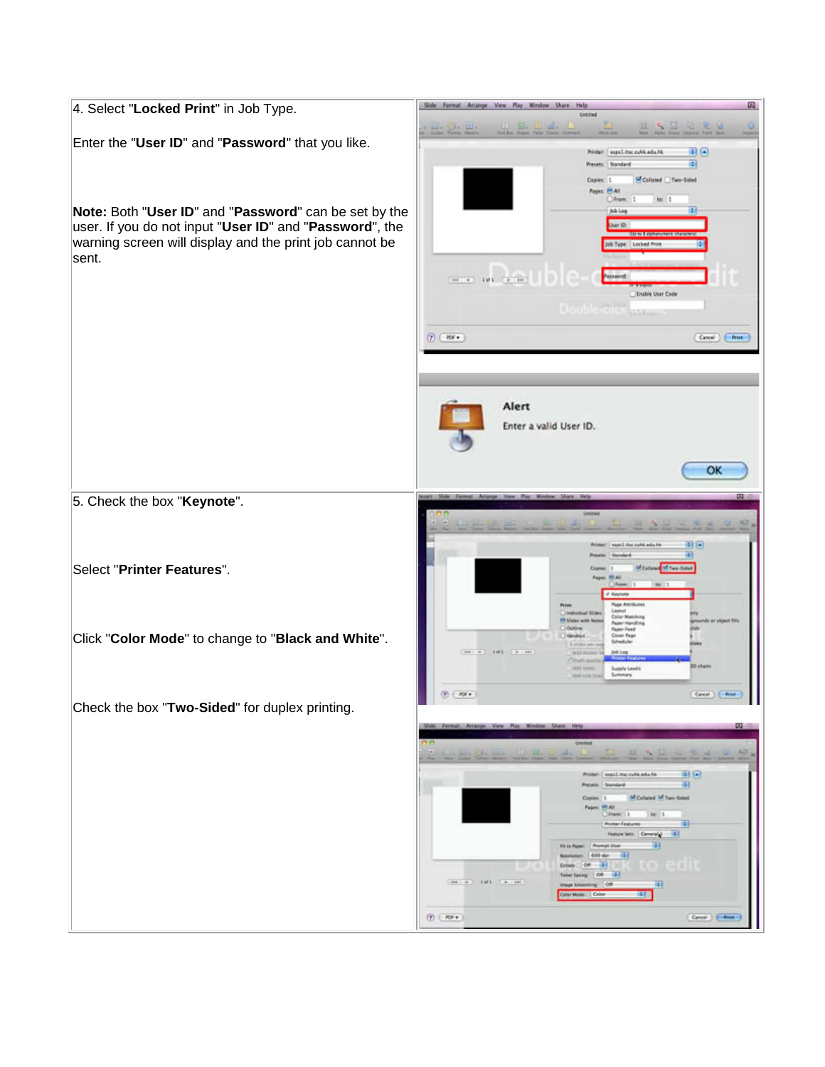| | |
|---|---|
| 4. Select "**Locked Print**" in Job Type.<br><br>Enter the "**User ID**" and "**Password**" that you like.<br><br>**Note:** Both "**User ID**" and "**Password**" can be set by the user. If you do not input "**User ID**" and "**Password**", the warning screen will display and the print job cannot be sent. | |
| 5. Check the box "**Keynote**".<br><br>Select "**Printer Features**".<br><br>Click "**Color Mode**" to change to "**Black and White**".<br><br>Check the box "**Two-Sided**" for duplex printing. | |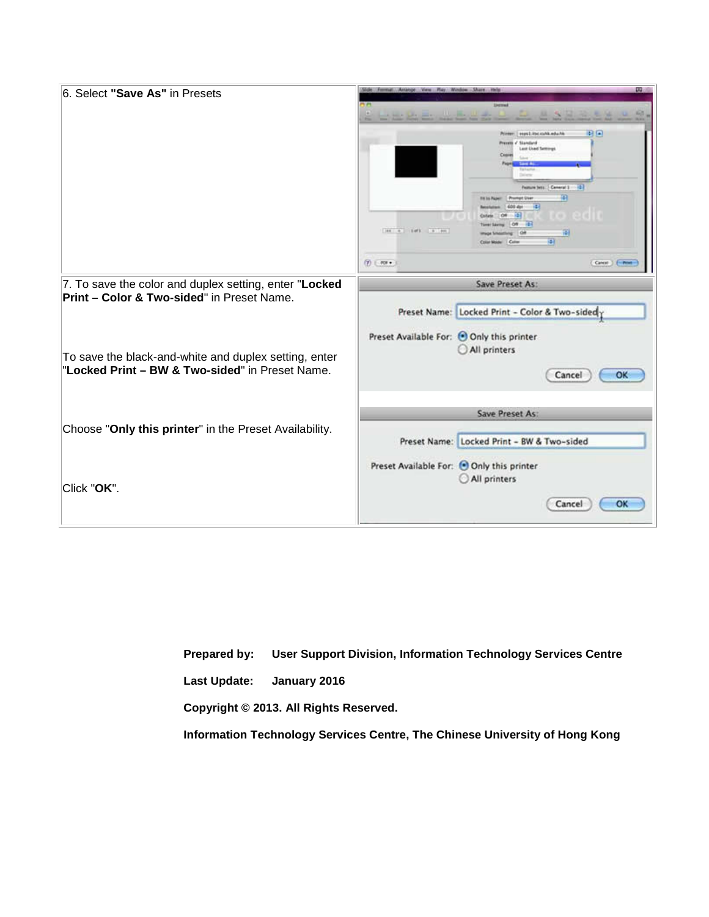| | |
|---|---|
| 6. Select **"Save As"** in Presets | |
| 7. To save the color and duplex setting, enter "**Locked Print – Color & Two-sided**" in Preset Name.<br><br>To save the black-and-white and duplex setting, enter "**Locked Print – BW & Two-sided**" in Preset Name.<br><br>Choose "**Only this printer**" in the Preset Availability.<br><br>Click "**OK**". | |

**Prepared by:** **User Support Division, Information Technology Services Centre**

**Last Update:** **January 2016**

**Copyright © 2013. All Rights Reserved.**

**Information Technology Services Centre, The Chinese University of Hong Kong**